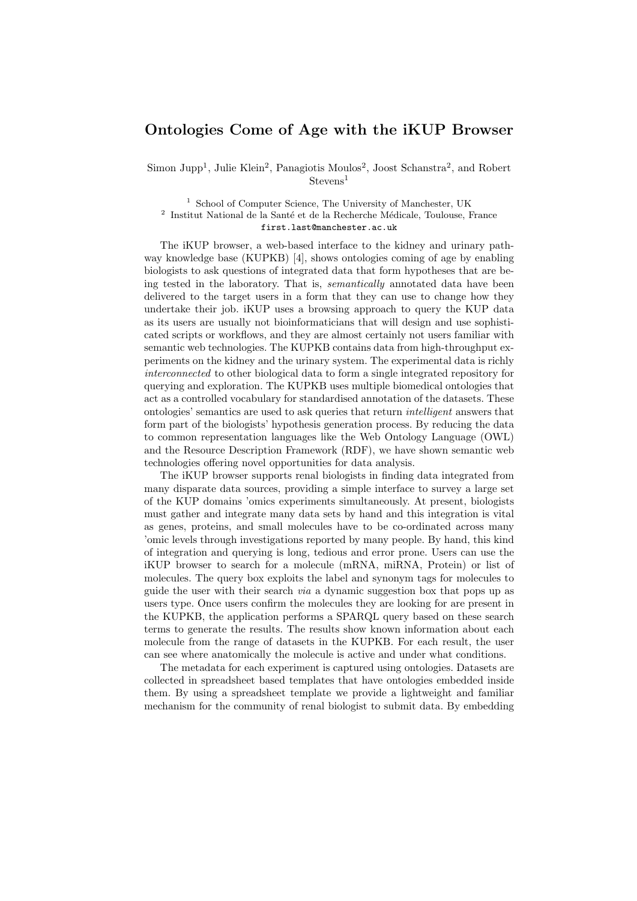# Ontologies Come of Age with the iKUP Browser

Simon Jupp[1], Julie Klein[2], Panagiotis Moulos[2], Joost Schanstra[2], and Robert Stevens[1]

[1] School of Computer Science, The University of Manchester, UK
[2] Institut National de la Santé et de la Recherche Médicale, Toulouse, France
first.last@manchester.ac.uk

The iKUP browser, a web-based interface to the kidney and urinary pathway knowledge base (KUPKB) [4], shows ontologies coming of age by enabling biologists to ask questions of integrated data that form hypotheses that are being tested in the laboratory. That is, *semantically* annotated data have been delivered to the target users in a form that they can use to change how they undertake their job. iKUP uses a browsing approach to query the KUP data as its users are usually not bioinformaticians that will design and use sophisticated scripts or workflows, and they are almost certainly not users familiar with semantic web technologies. The KUPKB contains data from high-throughput experiments on the kidney and the urinary system. The experimental data is richly *interconnected* to other biological data to form a single integrated repository for querying and exploration. The KUPKB uses multiple biomedical ontologies that act as a controlled vocabulary for standardised annotation of the datasets. These ontologies' semantics are used to ask queries that return *intelligent* answers that form part of the biologists' hypothesis generation process. By reducing the data to common representation languages like the Web Ontology Language (OWL) and the Resource Description Framework (RDF), we have shown semantic web technologies offering novel opportunities for data analysis.

The iKUP browser supports renal biologists in finding data integrated from many disparate data sources, providing a simple interface to survey a large set of the KUP domains 'omics experiments simultaneously. At present, biologists must gather and integrate many data sets by hand and this integration is vital as genes, proteins, and small molecules have to be co-ordinated across many 'omic levels through investigations reported by many people. By hand, this kind of integration and querying is long, tedious and error prone. Users can use the iKUP browser to search for a molecule (mRNA, miRNA, Protein) or list of molecules. The query box exploits the label and synonym tags for molecules to guide the user with their search *via* a dynamic suggestion box that pops up as users type. Once users confirm the molecules they are looking for are present in the KUPKB, the application performs a SPARQL query based on these search terms to generate the results. The results show known information about each molecule from the range of datasets in the KUPKB. For each result, the user can see where anatomically the molecule is active and under what conditions.

The metadata for each experiment is captured using ontologies. Datasets are collected in spreadsheet based templates that have ontologies embedded inside them. By using a spreadsheet template we provide a lightweight and familiar mechanism for the community of renal biologist to submit data. By embedding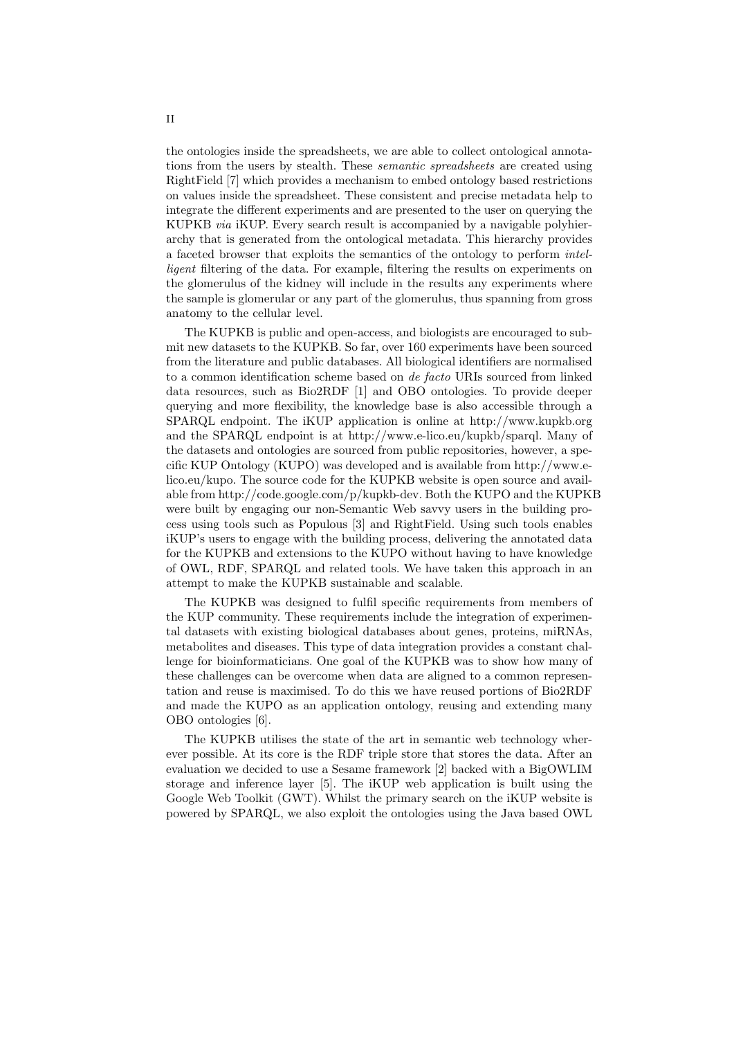the ontologies inside the spreadsheets, we are able to collect ontological annotations from the users by stealth. These *semantic spreadsheets* are created using RightField [7] which provides a mechanism to embed ontology based restrictions on values inside the spreadsheet. These consistent and precise metadata help to integrate the different experiments and are presented to the user on querying the KUPKB *via* iKUP. Every search result is accompanied by a navigable polyhierarchy that is generated from the ontological metadata. This hierarchy provides a faceted browser that exploits the semantics of the ontology to perform *intelligent* filtering of the data. For example, filtering the results on experiments on the glomerulus of the kidney will include in the results any experiments where the sample is glomerular or any part of the glomerulus, thus spanning from gross anatomy to the cellular level.

The KUPKB is public and open-access, and biologists are encouraged to submit new datasets to the KUPKB. So far, over 160 experiments have been sourced from the literature and public databases. All biological identifiers are normalised to a common identification scheme based on *de facto* URIs sourced from linked data resources, such as Bio2RDF [1] and OBO ontologies. To provide deeper querying and more flexibility, the knowledge base is also accessible through a SPARQL endpoint. The iKUP application is online at http://www.kupkb.org and the SPARQL endpoint is at http://www.e-lico.eu/kupkb/sparql. Many of the datasets and ontologies are sourced from public repositories, however, a specific KUP Ontology (KUPO) was developed and is available from http://www.e-lico.eu/kupo. The source code for the KUPKB website is open source and available from http://code.google.com/p/kupkb-dev. Both the KUPO and the KUPKB were built by engaging our non-Semantic Web savvy users in the building process using tools such as Populous [3] and RightField. Using such tools enables iKUP's users to engage with the building process, delivering the annotated data for the KUPKB and extensions to the KUPO without having to have knowledge of OWL, RDF, SPARQL and related tools. We have taken this approach in an attempt to make the KUPKB sustainable and scalable.

The KUPKB was designed to fulfil specific requirements from members of the KUP community. These requirements include the integration of experimental datasets with existing biological databases about genes, proteins, miRNAs, metabolites and diseases. This type of data integration provides a constant challenge for bioinformaticians. One goal of the KUPKB was to show how many of these challenges can be overcome when data are aligned to a common representation and reuse is maximised. To do this we have reused portions of Bio2RDF and made the KUPO as an application ontology, reusing and extending many OBO ontologies [6].

The KUPKB utilises the state of the art in semantic web technology wherever possible. At its core is the RDF triple store that stores the data. After an evaluation we decided to use a Sesame framework [2] backed with a BigOWLIM storage and inference layer [5]. The iKUP web application is built using the Google Web Toolkit (GWT). Whilst the primary search on the iKUP website is powered by SPARQL, we also exploit the ontologies using the Java based OWL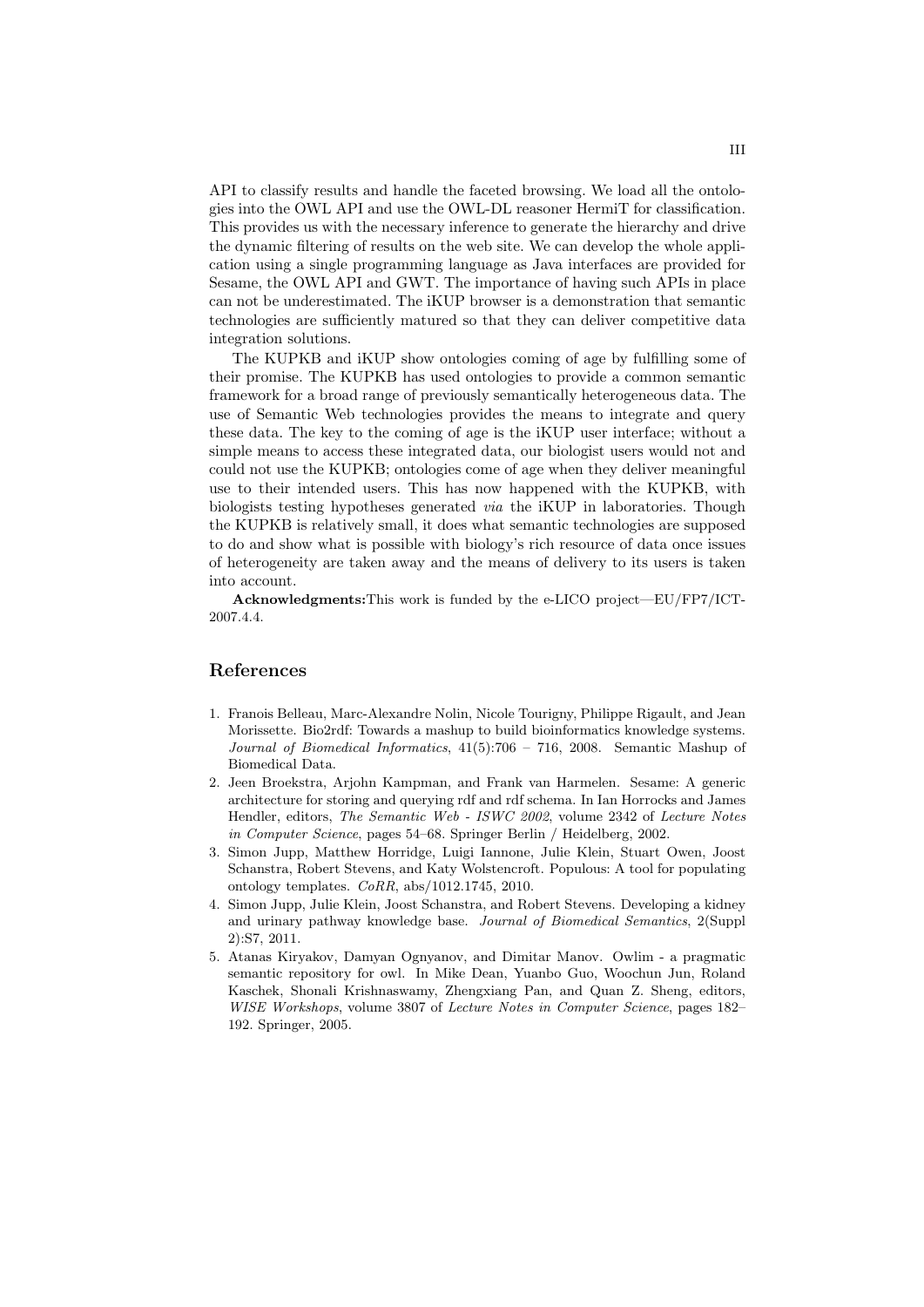API to classify results and handle the faceted browsing. We load all the ontologies into the OWL API and use the OWL-DL reasoner HermiT for classification. This provides us with the necessary inference to generate the hierarchy and drive the dynamic filtering of results on the web site. We can develop the whole application using a single programming language as Java interfaces are provided for Sesame, the OWL API and GWT. The importance of having such APIs in place can not be underestimated. The iKUP browser is a demonstration that semantic technologies are sufficiently matured so that they can deliver competitive data integration solutions.

The KUPKB and iKUP show ontologies coming of age by fulfilling some of their promise. The KUPKB has used ontologies to provide a common semantic framework for a broad range of previously semantically heterogeneous data. The use of Semantic Web technologies provides the means to integrate and query these data. The key to the coming of age is the iKUP user interface; without a simple means to access these integrated data, our biologist users would not and could not use the KUPKB; ontologies come of age when they deliver meaningful use to their intended users. This has now happened with the KUPKB, with biologists testing hypotheses generated *via* the iKUP in laboratories. Though the KUPKB is relatively small, it does what semantic technologies are supposed to do and show what is possible with biology's rich resource of data once issues of heterogeneity are taken away and the means of delivery to its users is taken into account.

**Acknowledgments:**This work is funded by the e-LICO project—EU/FP7/ICT-2007.4.4.

## References

1. Franois Belleau, Marc-Alexandre Nolin, Nicole Tourigny, Philippe Rigault, and Jean Morissette. Bio2rdf: Towards a mashup to build bioinformatics knowledge systems. *Journal of Biomedical Informatics*, 41(5):706 – 716, 2008. Semantic Mashup of Biomedical Data.
2. Jeen Broekstra, Arjohn Kampman, and Frank van Harmelen. Sesame: A generic architecture for storing and querying rdf and rdf schema. In Ian Horrocks and James Hendler, editors, *The Semantic Web - ISWC 2002*, volume 2342 of *Lecture Notes in Computer Science*, pages 54–68. Springer Berlin / Heidelberg, 2002.
3. Simon Jupp, Matthew Horridge, Luigi Iannone, Julie Klein, Stuart Owen, Joost Schanstra, Robert Stevens, and Katy Wolstencroft. Populous: A tool for populating ontology templates. *CoRR*, abs/1012.1745, 2010.
4. Simon Jupp, Julie Klein, Joost Schanstra, and Robert Stevens. Developing a kidney and urinary pathway knowledge base. *Journal of Biomedical Semantics*, 2(Suppl 2):S7, 2011.
5. Atanas Kiryakov, Damyan Ognyanov, and Dimitar Manov. Owlim - a pragmatic semantic repository for owl. In Mike Dean, Yuanbo Guo, Woochun Jun, Roland Kaschek, Shonali Krishnaswamy, Zhengxiang Pan, and Quan Z. Sheng, editors, *WISE Workshops*, volume 3807 of *Lecture Notes in Computer Science*, pages 182–192. Springer, 2005.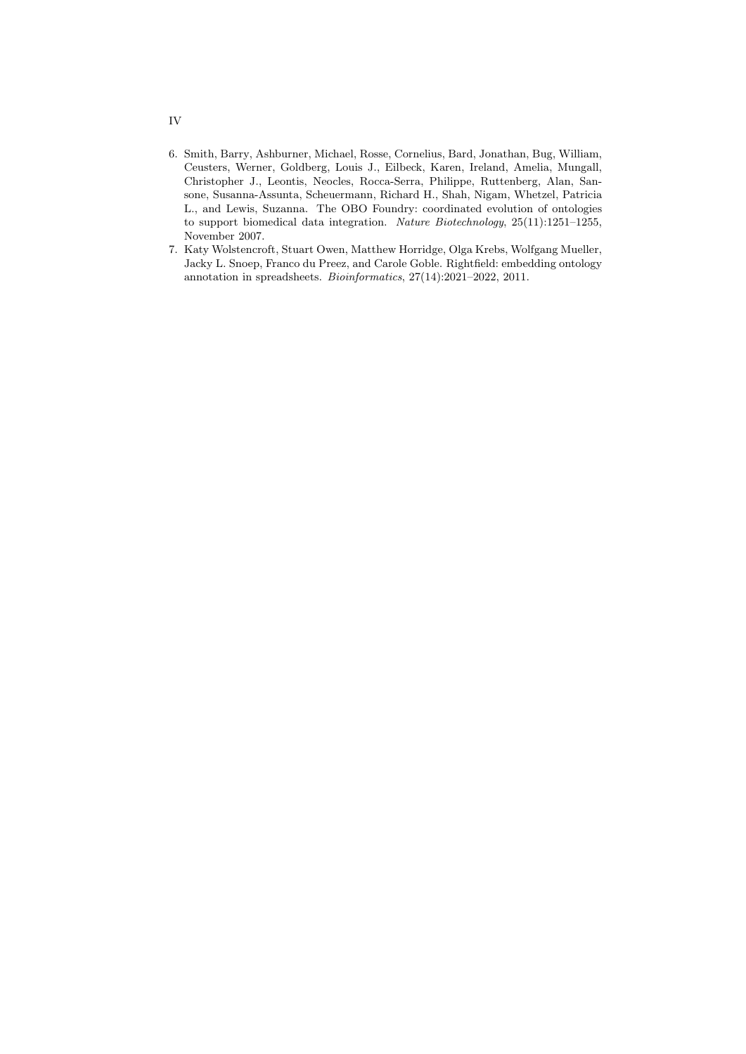6. Smith, Barry, Ashburner, Michael, Rosse, Cornelius, Bard, Jonathan, Bug, William, Ceusters, Werner, Goldberg, Louis J., Eilbeck, Karen, Ireland, Amelia, Mungall, Christopher J., Leontis, Neocles, Rocca-Serra, Philippe, Ruttenberg, Alan, Sansone, Susanna-Assunta, Scheuermann, Richard H., Shah, Nigam, Whetzel, Patricia L., and Lewis, Suzanna. The OBO Foundry: coordinated evolution of ontologies to support biomedical data integration. *Nature Biotechnology*, 25(11):1251–1255, November 2007.
7. Katy Wolstencroft, Stuart Owen, Matthew Horridge, Olga Krebs, Wolfgang Mueller, Jacky L. Snoep, Franco du Preez, and Carole Goble. Rightfield: embedding ontology annotation in spreadsheets. *Bioinformatics*, 27(14):2021–2022, 2011.